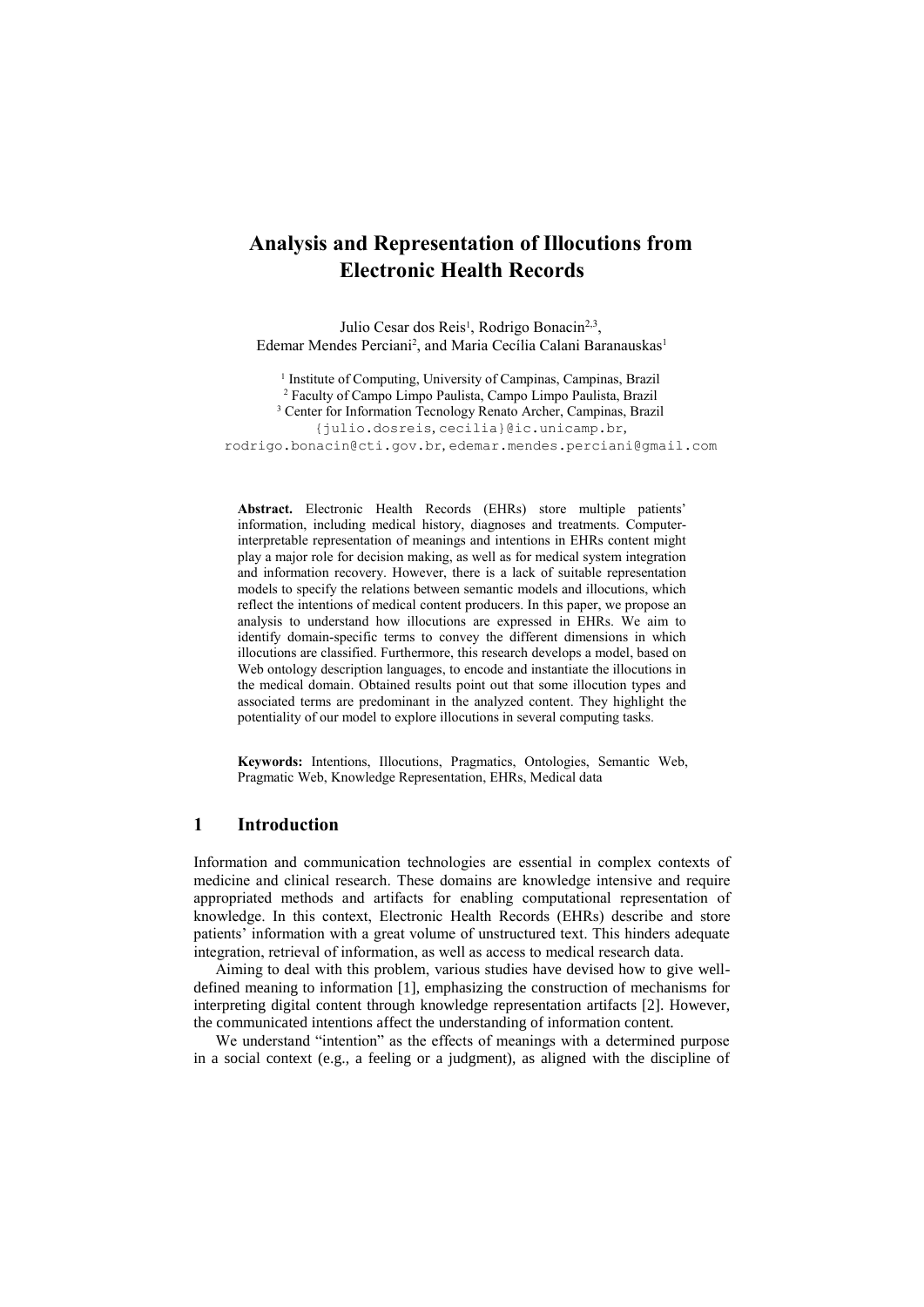# Analysis and Representation of Illocutions from Electronic Health Records

Julio Cesar dos Reis[1], Rodrigo Bonacin[2,3], Edemar Mendes Perciani[2], and Maria Cecília Calani Baranauskas[1]

[1] Institute of Computing, University of Campinas, Campinas, Brazil
[2] Faculty of Campo Limpo Paulista, Campo Limpo Paulista, Brazil
[3] Center for Information Tecnology Renato Archer, Campinas, Brazil
{julio.dosreis, cecilia}@ic.unicamp.br, rodrigo.bonacin@cti.gov.br, edemar.mendes.perciani@gmail.com

**Abstract.** Electronic Health Records (EHRs) store multiple patients' information, including medical history, diagnoses and treatments. Computer-interpretable representation of meanings and intentions in EHRs content might play a major role for decision making, as well as for medical system integration and information recovery. However, there is a lack of suitable representation models to specify the relations between semantic models and illocutions, which reflect the intentions of medical content producers. In this paper, we propose an analysis to understand how illocutions are expressed in EHRs. We aim to identify domain-specific terms to convey the different dimensions in which illocutions are classified. Furthermore, this research develops a model, based on Web ontology description languages, to encode and instantiate the illocutions in the medical domain. Obtained results point out that some illocution types and associated terms are predominant in the analyzed content. They highlight the potentiality of our model to explore illocutions in several computing tasks.

**Keywords:** Intentions, Illocutions, Pragmatics, Ontologies, Semantic Web, Pragmatic Web, Knowledge Representation, EHRs, Medical data

## 1 Introduction

Information and communication technologies are essential in complex contexts of medicine and clinical research. These domains are knowledge intensive and require appropriated methods and artifacts for enabling computational representation of knowledge. In this context, Electronic Health Records (EHRs) describe and store patients' information with a great volume of unstructured text. This hinders adequate integration, retrieval of information, as well as access to medical research data.

Aiming to deal with this problem, various studies have devised how to give well-defined meaning to information [1], emphasizing the construction of mechanisms for interpreting digital content through knowledge representation artifacts [2]. However, the communicated intentions affect the understanding of information content.

We understand "intention" as the effects of meanings with a determined purpose in a social context (e.g., a feeling or a judgment), as aligned with the discipline of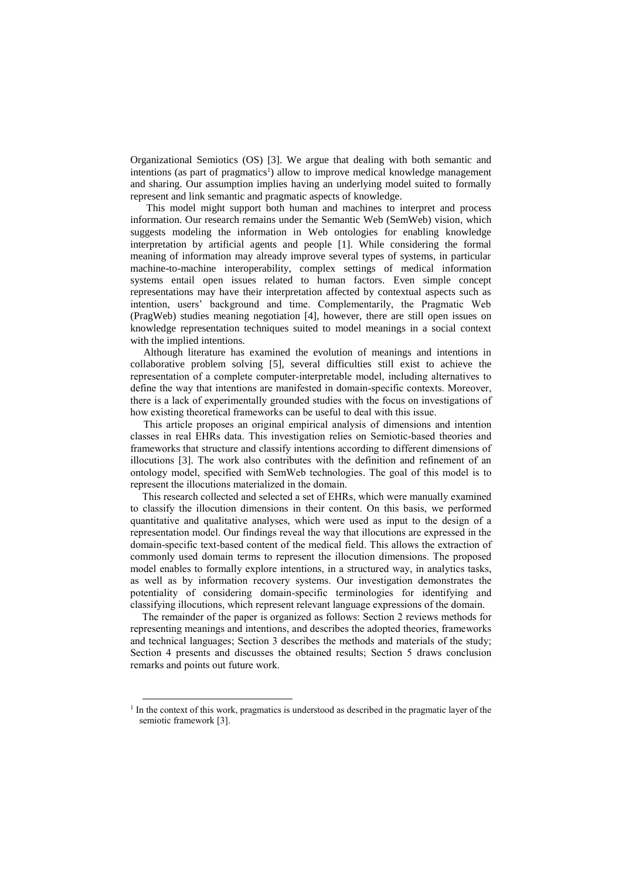Organizational Semiotics (OS) [3]. We argue that dealing with both semantic and intentions (as part of pragmatics[1]) allow to improve medical knowledge management and sharing. Our assumption implies having an underlying model suited to formally represent and link semantic and pragmatic aspects of knowledge.

This model might support both human and machines to interpret and process information. Our research remains under the Semantic Web (SemWeb) vision, which suggests modeling the information in Web ontologies for enabling knowledge interpretation by artificial agents and people [1]. While considering the formal meaning of information may already improve several types of systems, in particular machine-to-machine interoperability, complex settings of medical information systems entail open issues related to human factors. Even simple concept representations may have their interpretation affected by contextual aspects such as intention, users' background and time. Complementarily, the Pragmatic Web (PragWeb) studies meaning negotiation [4], however, there are still open issues on knowledge representation techniques suited to model meanings in a social context with the implied intentions.

Although literature has examined the evolution of meanings and intentions in collaborative problem solving [5], several difficulties still exist to achieve the representation of a complete computer-interpretable model, including alternatives to define the way that intentions are manifested in domain-specific contexts. Moreover, there is a lack of experimentally grounded studies with the focus on investigations of how existing theoretical frameworks can be useful to deal with this issue.

This article proposes an original empirical analysis of dimensions and intention classes in real EHRs data. This investigation relies on Semiotic-based theories and frameworks that structure and classify intentions according to different dimensions of illocutions [3]. The work also contributes with the definition and refinement of an ontology model, specified with SemWeb technologies. The goal of this model is to represent the illocutions materialized in the domain.

This research collected and selected a set of EHRs, which were manually examined to classify the illocution dimensions in their content. On this basis, we performed quantitative and qualitative analyses, which were used as input to the design of a representation model. Our findings reveal the way that illocutions are expressed in the domain-specific text-based content of the medical field. This allows the extraction of commonly used domain terms to represent the illocution dimensions. The proposed model enables to formally explore intentions, in a structured way, in analytics tasks, as well as by information recovery systems. Our investigation demonstrates the potentiality of considering domain-specific terminologies for identifying and classifying illocutions, which represent relevant language expressions of the domain.

The remainder of the paper is organized as follows: Section 2 reviews methods for representing meanings and intentions, and describes the adopted theories, frameworks and technical languages; Section 3 describes the methods and materials of the study; Section 4 presents and discusses the obtained results; Section 5 draws conclusion remarks and points out future work.

[1] In the context of this work, pragmatics is understood as described in the pragmatic layer of the semiotic framework [3].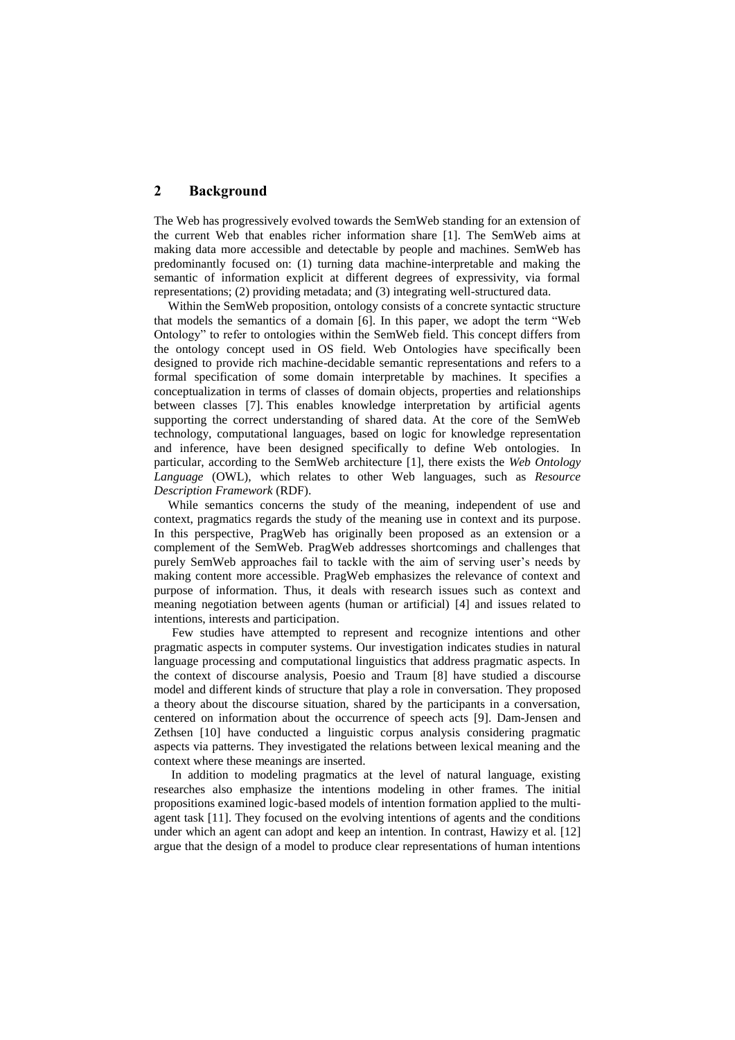## 2 Background

The Web has progressively evolved towards the SemWeb standing for an extension of the current Web that enables richer information share [1]. The SemWeb aims at making data more accessible and detectable by people and machines. SemWeb has predominantly focused on: (1) turning data machine-interpretable and making the semantic of information explicit at different degrees of expressivity, via formal representations; (2) providing metadata; and (3) integrating well-structured data.

Within the SemWeb proposition, ontology consists of a concrete syntactic structure that models the semantics of a domain [6]. In this paper, we adopt the term "Web Ontology" to refer to ontologies within the SemWeb field. This concept differs from the ontology concept used in OS field. Web Ontologies have specifically been designed to provide rich machine-decidable semantic representations and refers to a formal specification of some domain interpretable by machines. It specifies a conceptualization in terms of classes of domain objects, properties and relationships between classes [7]. This enables knowledge interpretation by artificial agents supporting the correct understanding of shared data. At the core of the SemWeb technology, computational languages, based on logic for knowledge representation and inference, have been designed specifically to define Web ontologies. In particular, according to the SemWeb architecture [1], there exists the *Web Ontology Language* (OWL), which relates to other Web languages, such as *Resource Description Framework* (RDF).

While semantics concerns the study of the meaning, independent of use and context, pragmatics regards the study of the meaning use in context and its purpose. In this perspective, PragWeb has originally been proposed as an extension or a complement of the SemWeb. PragWeb addresses shortcomings and challenges that purely SemWeb approaches fail to tackle with the aim of serving user's needs by making content more accessible. PragWeb emphasizes the relevance of context and purpose of information. Thus, it deals with research issues such as context and meaning negotiation between agents (human or artificial) [4] and issues related to intentions, interests and participation.

Few studies have attempted to represent and recognize intentions and other pragmatic aspects in computer systems. Our investigation indicates studies in natural language processing and computational linguistics that address pragmatic aspects. In the context of discourse analysis, Poesio and Traum [8] have studied a discourse model and different kinds of structure that play a role in conversation. They proposed a theory about the discourse situation, shared by the participants in a conversation, centered on information about the occurrence of speech acts [9]. Dam-Jensen and Zethsen [10] have conducted a linguistic corpus analysis considering pragmatic aspects via patterns. They investigated the relations between lexical meaning and the context where these meanings are inserted.

In addition to modeling pragmatics at the level of natural language, existing researches also emphasize the intentions modeling in other frames. The initial propositions examined logic-based models of intention formation applied to the multi-agent task [11]. They focused on the evolving intentions of agents and the conditions under which an agent can adopt and keep an intention. In contrast, Hawizy et al. [12] argue that the design of a model to produce clear representations of human intentions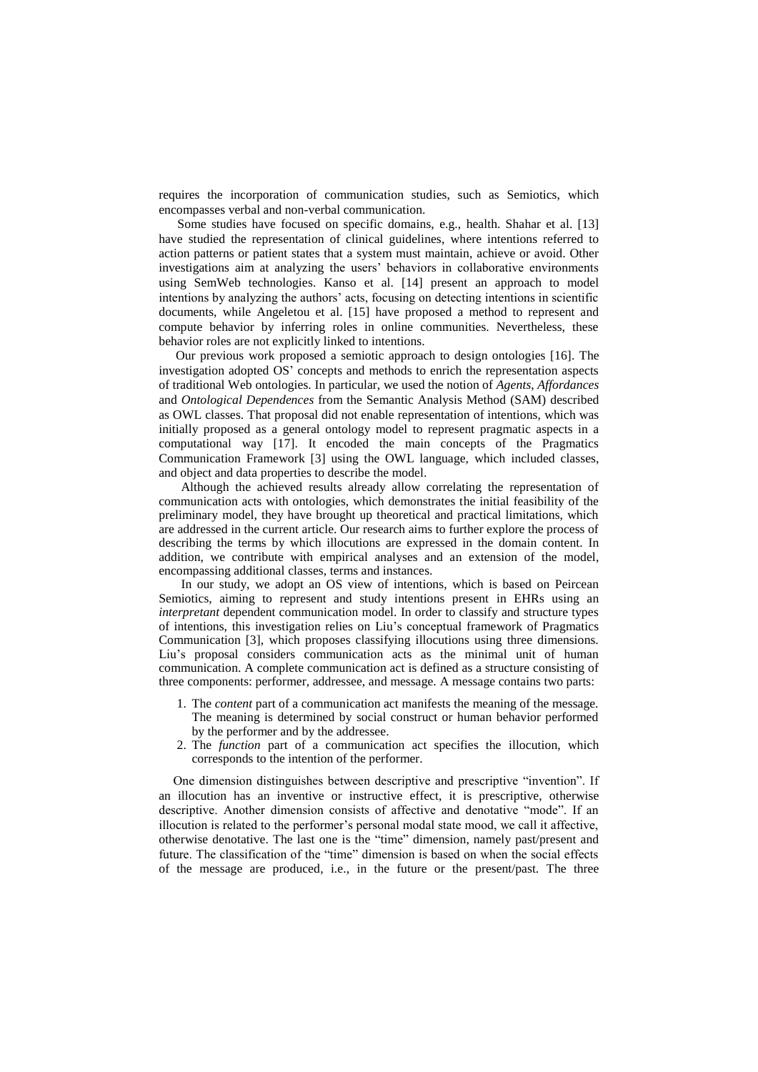requires the incorporation of communication studies, such as Semiotics, which encompasses verbal and non-verbal communication.

Some studies have focused on specific domains, e.g., health. Shahar et al. [13] have studied the representation of clinical guidelines, where intentions referred to action patterns or patient states that a system must maintain, achieve or avoid. Other investigations aim at analyzing the users' behaviors in collaborative environments using SemWeb technologies. Kanso et al. [14] present an approach to model intentions by analyzing the authors' acts, focusing on detecting intentions in scientific documents, while Angeletou et al. [15] have proposed a method to represent and compute behavior by inferring roles in online communities. Nevertheless, these behavior roles are not explicitly linked to intentions.

Our previous work proposed a semiotic approach to design ontologies [16]. The investigation adopted OS' concepts and methods to enrich the representation aspects of traditional Web ontologies. In particular, we used the notion of *Agents*, *Affordances* and *Ontological Dependences* from the Semantic Analysis Method (SAM) described as OWL classes. That proposal did not enable representation of intentions, which was initially proposed as a general ontology model to represent pragmatic aspects in a computational way [17]. It encoded the main concepts of the Pragmatics Communication Framework [3] using the OWL language, which included classes, and object and data properties to describe the model.

Although the achieved results already allow correlating the representation of communication acts with ontologies, which demonstrates the initial feasibility of the preliminary model, they have brought up theoretical and practical limitations, which are addressed in the current article. Our research aims to further explore the process of describing the terms by which illocutions are expressed in the domain content. In addition, we contribute with empirical analyses and an extension of the model, encompassing additional classes, terms and instances.

In our study, we adopt an OS view of intentions, which is based on Peircean Semiotics, aiming to represent and study intentions present in EHRs using an *interpretant* dependent communication model. In order to classify and structure types of intentions, this investigation relies on Liu's conceptual framework of Pragmatics Communication [3], which proposes classifying illocutions using three dimensions. Liu's proposal considers communication acts as the minimal unit of human communication. A complete communication act is defined as a structure consisting of three components: performer, addressee, and message. A message contains two parts:

1. The *content* part of a communication act manifests the meaning of the message. The meaning is determined by social construct or human behavior performed by the performer and by the addressee.
2. The *function* part of a communication act specifies the illocution, which corresponds to the intention of the performer.

One dimension distinguishes between descriptive and prescriptive "invention". If an illocution has an inventive or instructive effect, it is prescriptive, otherwise descriptive. Another dimension consists of affective and denotative "mode". If an illocution is related to the performer's personal modal state mood, we call it affective, otherwise denotative. The last one is the "time" dimension, namely past/present and future. The classification of the "time" dimension is based on when the social effects of the message are produced, i.e., in the future or the present/past. The three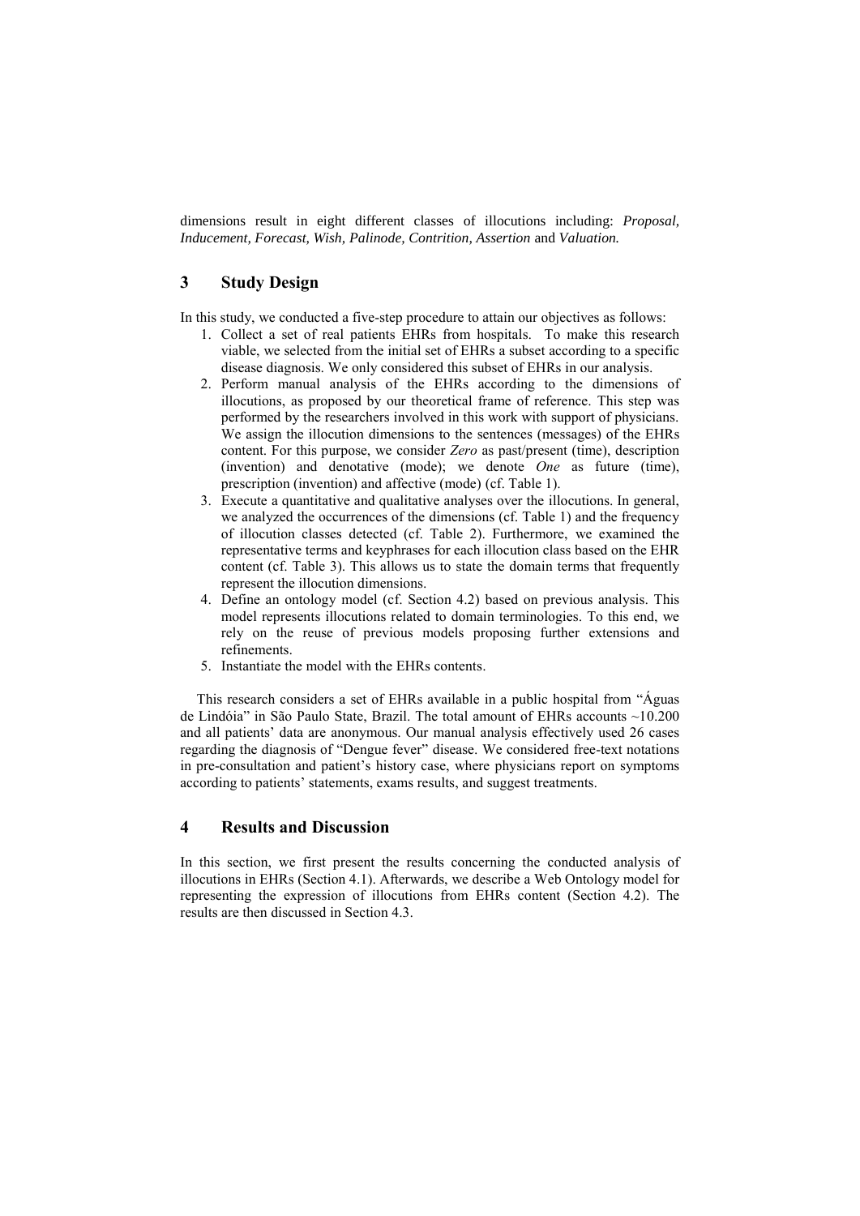dimensions result in eight different classes of illocutions including: *Proposal, Inducement, Forecast, Wish, Palinode, Contrition, Assertion* and *Valuation.*

## 3 Study Design

In this study, we conducted a five-step procedure to attain our objectives as follows:

1. Collect a set of real patients EHRs from hospitals. To make this research viable, we selected from the initial set of EHRs a subset according to a specific disease diagnosis. We only considered this subset of EHRs in our analysis.
2. Perform manual analysis of the EHRs according to the dimensions of illocutions, as proposed by our theoretical frame of reference. This step was performed by the researchers involved in this work with support of physicians. We assign the illocution dimensions to the sentences (messages) of the EHRs content. For this purpose, we consider *Zero* as past/present (time), description (invention) and denotative (mode); we denote *One* as future (time), prescription (invention) and affective (mode) (cf. Table 1).
3. Execute a quantitative and qualitative analyses over the illocutions. In general, we analyzed the occurrences of the dimensions (cf. Table 1) and the frequency of illocution classes detected (cf. Table 2). Furthermore, we examined the representative terms and keyphrases for each illocution class based on the EHR content (cf. Table 3). This allows us to state the domain terms that frequently represent the illocution dimensions.
4. Define an ontology model (cf. Section 4.2) based on previous analysis. This model represents illocutions related to domain terminologies. To this end, we rely on the reuse of previous models proposing further extensions and refinements.
5. Instantiate the model with the EHRs contents.

This research considers a set of EHRs available in a public hospital from "Águas de Lindóia" in São Paulo State, Brazil. The total amount of EHRs accounts ~10.200 and all patients' data are anonymous. Our manual analysis effectively used 26 cases regarding the diagnosis of "Dengue fever" disease. We considered free-text notations in pre-consultation and patient's history case, where physicians report on symptoms according to patients' statements, exams results, and suggest treatments.

## 4 Results and Discussion

In this section, we first present the results concerning the conducted analysis of illocutions in EHRs (Section 4.1). Afterwards, we describe a Web Ontology model for representing the expression of illocutions from EHRs content (Section 4.2). The results are then discussed in Section 4.3.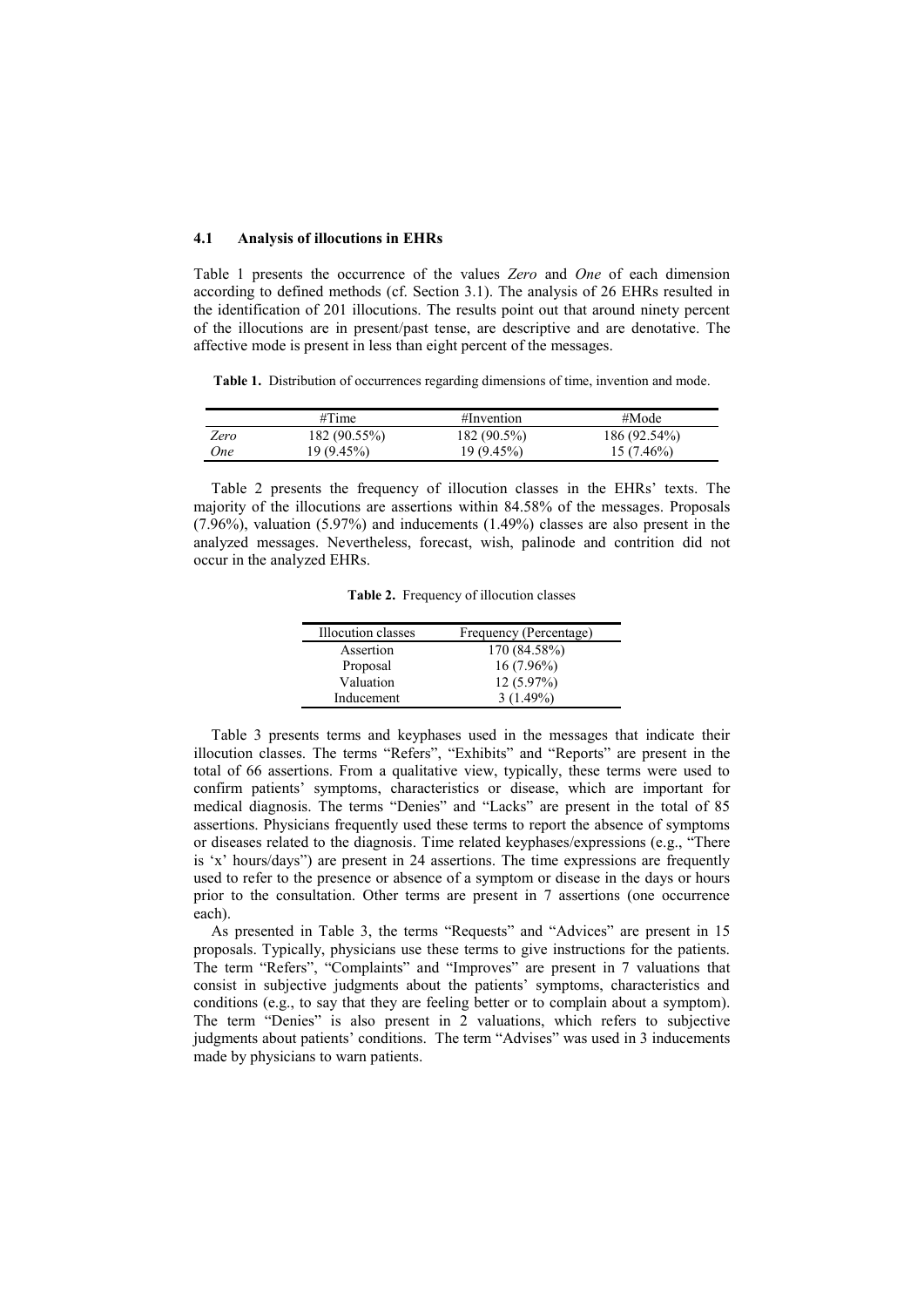### 4.1 Analysis of illocutions in EHRs

Table 1 presents the occurrence of the values *Zero* and *One* of each dimension according to defined methods (cf. Section 3.1). The analysis of 26 EHRs resulted in the identification of 201 illocutions. The results point out that around ninety percent of the illocutions are in present/past tense, are descriptive and are denotative. The affective mode is present in less than eight percent of the messages.

**Table 1.** Distribution of occurrences regarding dimensions of time, invention and mode.

| | #Time | #Invention | #Mode |
|---|---|---|---|
| *Zero* | 182 (90.55%) | 182 (90.5%) | 186 (92.54%) |
| *One* | 19 (9.45%) | 19 (9.45%) | 15 (7.46%) |

Table 2 presents the frequency of illocution classes in the EHRs' texts. The majority of the illocutions are assertions within 84.58% of the messages. Proposals (7.96%), valuation (5.97%) and inducements (1.49%) classes are also present in the analyzed messages. Nevertheless, forecast, wish, palinode and contrition did not occur in the analyzed EHRs.

**Table 2.** Frequency of illocution classes

| Illocution classes | Frequency (Percentage) |
|---|---|
| Assertion | 170 (84.58%) |
| Proposal | 16 (7.96%) |
| Valuation | 12 (5.97%) |
| Inducement | 3 (1.49%) |

Table 3 presents terms and keyphases used in the messages that indicate their illocution classes. The terms "Refers", "Exhibits" and "Reports" are present in the total of 66 assertions. From a qualitative view, typically, these terms were used to confirm patients' symptoms, characteristics or disease, which are important for medical diagnosis. The terms "Denies" and "Lacks" are present in the total of 85 assertions. Physicians frequently used these terms to report the absence of symptoms or diseases related to the diagnosis. Time related keyphases/expressions (e.g., "There is 'x' hours/days") are present in 24 assertions. The time expressions are frequently used to refer to the presence or absence of a symptom or disease in the days or hours prior to the consultation. Other terms are present in 7 assertions (one occurrence each).

As presented in Table 3, the terms "Requests" and "Advices" are present in 15 proposals. Typically, physicians use these terms to give instructions for the patients. The term "Refers", "Complaints" and "Improves" are present in 7 valuations that consist in subjective judgments about the patients' symptoms, characteristics and conditions (e.g., to say that they are feeling better or to complain about a symptom). The term "Denies" is also present in 2 valuations, which refers to subjective judgments about patients' conditions. The term "Advises" was used in 3 inducements made by physicians to warn patients.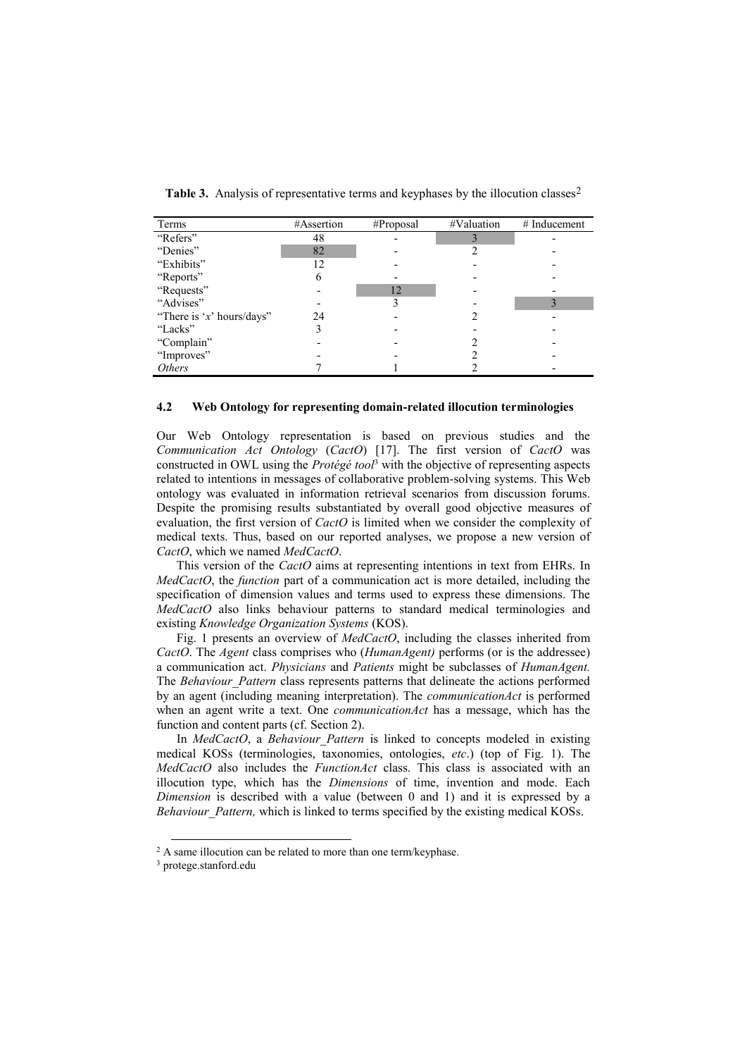**Table 3.** Analysis of representative terms and keyphases by the illocution classes[2]

| Terms | #Assertion | #Proposal | #Valuation | # Inducement |
|---|---|---|---|---|
| "Refers" | 48 | - | 3 | - |
| "Denies" | 82 | - | 2 | - |
| "Exhibits" | 12 | - | - | - |
| "Reports" | 6 | - | - | - |
| "Requests" | - | 12 | - | - |
| "Advises" | - | 3 | - | 3 |
| "There is '*x*' hours/days" | 24 | - | 2 | - |
| "Lacks" | 3 | - | - | - |
| "Complain" | - | - | 2 | - |
| "Improves" | - | - | 2 | - |
| *Others* | 7 | 1 | 2 | - |

### 4.2 Web Ontology for representing domain-related illocution terminologies

Our Web Ontology representation is based on previous studies and the *Communication Act Ontology* (*CactO*) [17]. The first version of *CactO* was constructed in OWL using the *Protégé tool*[3] with the objective of representing aspects related to intentions in messages of collaborative problem-solving systems. This Web ontology was evaluated in information retrieval scenarios from discussion forums. Despite the promising results substantiated by overall good objective measures of evaluation, the first version of *CactO* is limited when we consider the complexity of medical texts. Thus, based on our reported analyses, we propose a new version of *CactO*, which we named *MedCactO*.

This version of the *CactO* aims at representing intentions in text from EHRs. In *MedCactO*, the *function* part of a communication act is more detailed, including the specification of dimension values and terms used to express these dimensions. The *MedCactO* also links behaviour patterns to standard medical terminologies and existing *Knowledge Organization Systems* (KOS).

Fig. 1 presents an overview of *MedCactO*, including the classes inherited from *CactO*. The *Agent* class comprises who (*HumanAgent)* performs (or is the addressee) a communication act. *Physicians* and *Patients* might be subclasses of *HumanAgent.* The *Behaviour_Pattern* class represents patterns that delineate the actions performed by an agent (including meaning interpretation). The *communicationAct* is performed when an agent write a text. One *communicationAct* has a message, which has the function and content parts (cf. Section 2).

In *MedCactO*, a *Behaviour_Pattern* is linked to concepts modeled in existing medical KOSs (terminologies, taxonomies, ontologies, *etc*.) (top of Fig. 1). The *MedCactO* also includes the *FunctionAct* class. This class is associated with an illocution type, which has the *Dimensions* of time, invention and mode. Each *Dimension* is described with a value (between 0 and 1) and it is expressed by a *Behaviour_Pattern,* which is linked to terms specified by the existing medical KOSs.

[2] A same illocution can be related to more than one term/keyphase.

[3] protege.stanford.edu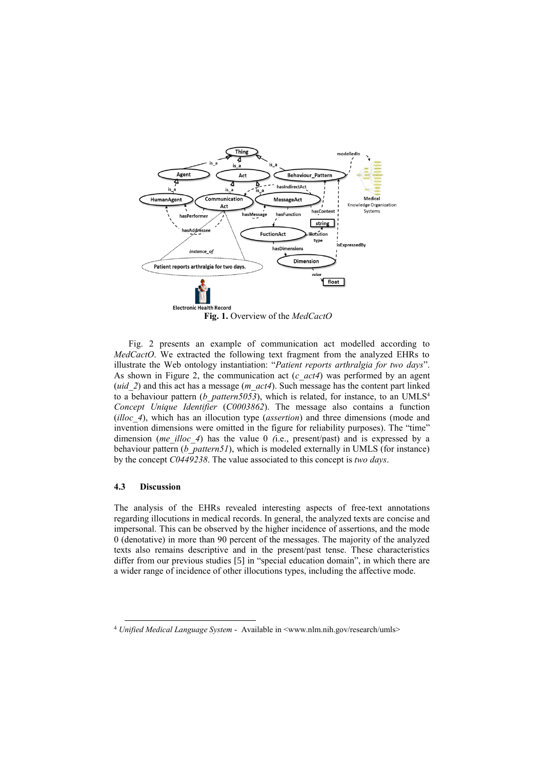**Fig. 1.** Overview of the *MedCactO*

Fig. 2 presents an example of communication act modelled according to *MedCactO*. We extracted the following text fragment from the analyzed EHRs to illustrate the Web ontology instantiation: "*Patient reports arthralgia for two days*". As shown in Figure 2, the communication act (*c_act4*) was performed by an agent (*uid_2*) and this act has a message (*m_act4*). Such message has the content part linked to a behaviour pattern (*b_pattern5053*), which is related, for instance, to an UMLS[4] *Concept Unique Identifier* (*C0003862*). The message also contains a function (*illoc_4*), which has an illocution type (*assertion*) and three dimensions (mode and invention dimensions were omitted in the figure for reliability purposes). The "time" dimension (*me_illoc_4*) has the value 0 *(*i.e., present/past) and is expressed by a behaviour pattern (*b_pattern51*), which is modeled externally in UMLS (for instance) by the concept *C0449238*. The value associated to this concept is *two days*.

### 4.3 Discussion

The analysis of the EHRs revealed interesting aspects of free-text annotations regarding illocutions in medical records. In general, the analyzed texts are concise and impersonal. This can be observed by the higher incidence of assertions, and the mode 0 (denotative) in more than 90 percent of the messages. The majority of the analyzed texts also remains descriptive and in the present/past tense. These characteristics differ from our previous studies [5] in "special education domain", in which there are a wider range of incidence of other illocutions types, including the affective mode.

---

[4] *Unified Medical Language System* - Available in <www.nlm.nih.gov/research/umls>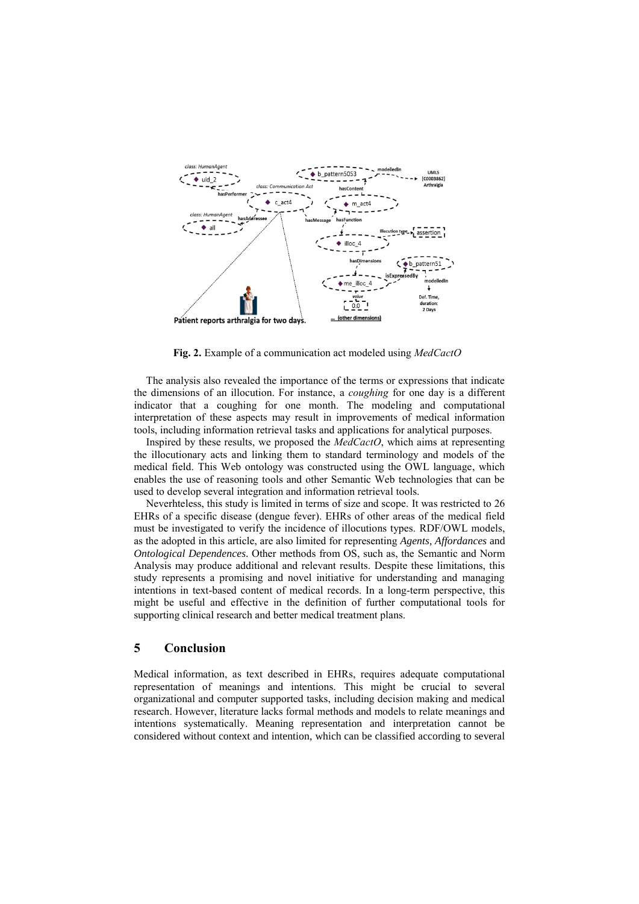**Fig. 2.** Example of a communication act modeled using *MedCactO*

The analysis also revealed the importance of the terms or expressions that indicate the dimensions of an illocution. For instance, a *coughing* for one day is a different indicator that a coughing for one month. The modeling and computational interpretation of these aspects may result in improvements of medical information tools, including information retrieval tasks and applications for analytical purposes.

Inspired by these results, we proposed the *MedCactO*, which aims at representing the illocutionary acts and linking them to standard terminology and models of the medical field. This Web ontology was constructed using the OWL language, which enables the use of reasoning tools and other Semantic Web technologies that can be used to develop several integration and information retrieval tools.

Neverhteless, this study is limited in terms of size and scope. It was restricted to 26 EHRs of a specific disease (dengue fever). EHRs of other areas of the medical field must be investigated to verify the incidence of illocutions types. RDF/OWL models, as the adopted in this article, are also limited for representing *Agents, Affordances* and *Ontological Dependences*. Other methods from OS, such as, the Semantic and Norm Analysis may produce additional and relevant results. Despite these limitations, this study represents a promising and novel initiative for understanding and managing intentions in text-based content of medical records. In a long-term perspective, this might be useful and effective in the definition of further computational tools for supporting clinical research and better medical treatment plans.

## 5 Conclusion

Medical information, as text described in EHRs, requires adequate computational representation of meanings and intentions. This might be crucial to several organizational and computer supported tasks, including decision making and medical research. However, literature lacks formal methods and models to relate meanings and intentions systematically. Meaning representation and interpretation cannot be considered without context and intention, which can be classified according to several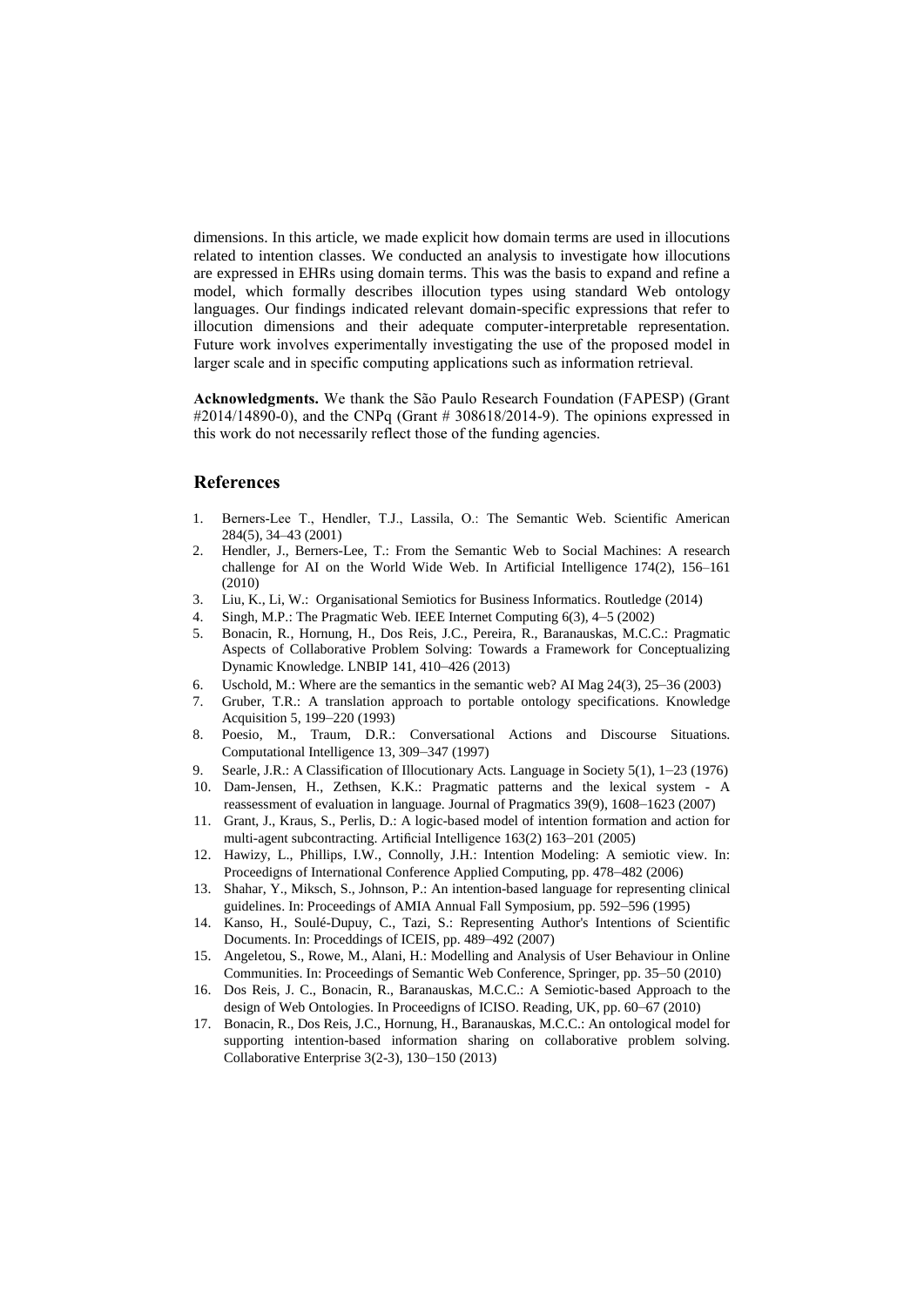dimensions. In this article, we made explicit how domain terms are used in illocutions related to intention classes. We conducted an analysis to investigate how illocutions are expressed in EHRs using domain terms. This was the basis to expand and refine a model, which formally describes illocution types using standard Web ontology languages. Our findings indicated relevant domain-specific expressions that refer to illocution dimensions and their adequate computer-interpretable representation. Future work involves experimentally investigating the use of the proposed model in larger scale and in specific computing applications such as information retrieval.

**Acknowledgments.** We thank the São Paulo Research Foundation (FAPESP) (Grant #2014/14890-0), and the CNPq (Grant # 308618/2014-9). The opinions expressed in this work do not necessarily reflect those of the funding agencies.

## References

1. Berners-Lee T., Hendler, T.J., Lassila, O.: The Semantic Web. Scientific American 284(5), 34–43 (2001)
2. Hendler, J., Berners-Lee, T.: From the Semantic Web to Social Machines: A research challenge for AI on the World Wide Web. In Artificial Intelligence 174(2), 156–161 (2010)
3. Liu, K., Li, W.: Organisational Semiotics for Business Informatics. Routledge (2014)
4. Singh, M.P.: The Pragmatic Web. IEEE Internet Computing 6(3), 4–5 (2002)
5. Bonacin, R., Hornung, H., Dos Reis, J.C., Pereira, R., Baranauskas, M.C.C.: Pragmatic Aspects of Collaborative Problem Solving: Towards a Framework for Conceptualizing Dynamic Knowledge. LNBIP 141, 410–426 (2013)
6. Uschold, M.: Where are the semantics in the semantic web? AI Mag 24(3), 25–36 (2003)
7. Gruber, T.R.: A translation approach to portable ontology specifications. Knowledge Acquisition 5, 199–220 (1993)
8. Poesio, M., Traum, D.R.: Conversational Actions and Discourse Situations. Computational Intelligence 13, 309–347 (1997)
9. Searle, J.R.: A Classification of Illocutionary Acts. Language in Society 5(1), 1–23 (1976)
10. Dam-Jensen, H., Zethsen, K.K.: Pragmatic patterns and the lexical system - A reassessment of evaluation in language. Journal of Pragmatics 39(9), 1608–1623 (2007)
11. Grant, J., Kraus, S., Perlis, D.: A logic-based model of intention formation and action for multi-agent subcontracting. Artificial Intelligence 163(2) 163–201 (2005)
12. Hawizy, L., Phillips, I.W., Connolly, J.H.: Intention Modeling: A semiotic view. In: Proceedigns of International Conference Applied Computing, pp. 478–482 (2006)
13. Shahar, Y., Miksch, S., Johnson, P.: An intention-based language for representing clinical guidelines. In: Proceedings of AMIA Annual Fall Symposium, pp. 592–596 (1995)
14. Kanso, H., Soulé-Dupuy, C., Tazi, S.: Representing Author's Intentions of Scientific Documents. In: Proceddings of ICEIS, pp. 489–492 (2007)
15. Angeletou, S., Rowe, M., Alani, H.: Modelling and Analysis of User Behaviour in Online Communities. In: Proceedings of Semantic Web Conference, Springer, pp. 35–50 (2010)
16. Dos Reis, J. C., Bonacin, R., Baranauskas, M.C.C.: A Semiotic-based Approach to the design of Web Ontologies. In Proceedigns of ICISO. Reading, UK, pp. 60–67 (2010)
17. Bonacin, R., Dos Reis, J.C., Hornung, H., Baranauskas, M.C.C.: An ontological model for supporting intention-based information sharing on collaborative problem solving. Collaborative Enterprise 3(2-3), 130–150 (2013)